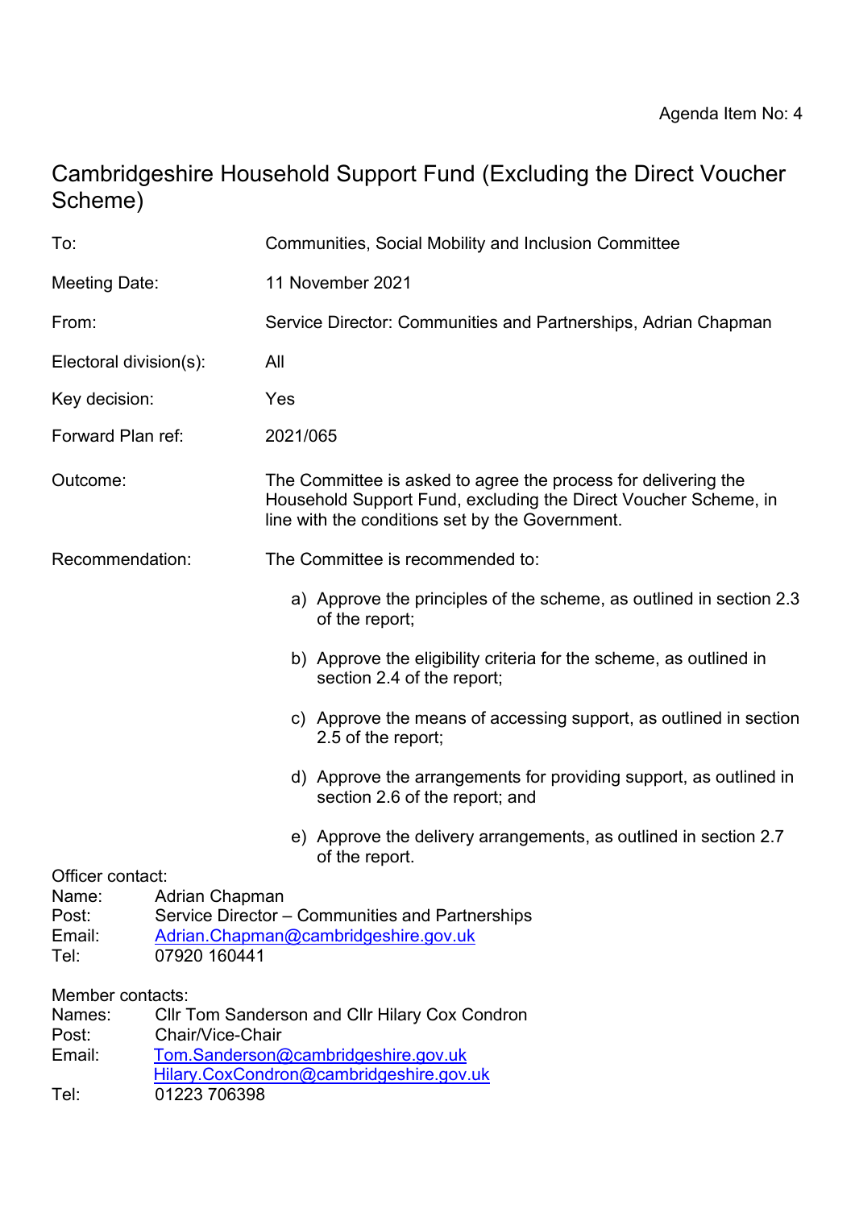Agenda Item No: 4

# Cambridgeshire Household Support Fund (Excluding the Direct Voucher Scheme)

| | |
|---|---|
| To: | Communities, Social Mobility and Inclusion Committee |
| Meeting Date: | 11 November 2021 |
| From: | Service Director: Communities and Partnerships, Adrian Chapman |
| Electoral division(s): | All |
| Key decision: | Yes |
| Forward Plan ref: | 2021/065 |
| Outcome: | The Committee is asked to agree the process for delivering the Household Support Fund, excluding the Direct Voucher Scheme, in line with the conditions set by the Government. |

Recommendation: The Committee is recommended to:

a) Approve the principles of the scheme, as outlined in section 2.3 of the report;

b) Approve the eligibility criteria for the scheme, as outlined in section 2.4 of the report;

c) Approve the means of accessing support, as outlined in section 2.5 of the report;

d) Approve the arrangements for providing support, as outlined in section 2.6 of the report; and

e) Approve the delivery arrangements, as outlined in section 2.7 of the report.

Officer contact:
Name: Adrian Chapman
Post: Service Director – Communities and Partnerships
Email: Adrian.Chapman@cambridgeshire.gov.uk
Tel: 07920 160441

Member contacts:
Names: Cllr Tom Sanderson and Cllr Hilary Cox Condron
Post: Chair/Vice-Chair
Email: Tom.Sanderson@cambridgeshire.gov.uk
Hilary.CoxCondron@cambridgeshire.gov.uk
Tel: 01223 706398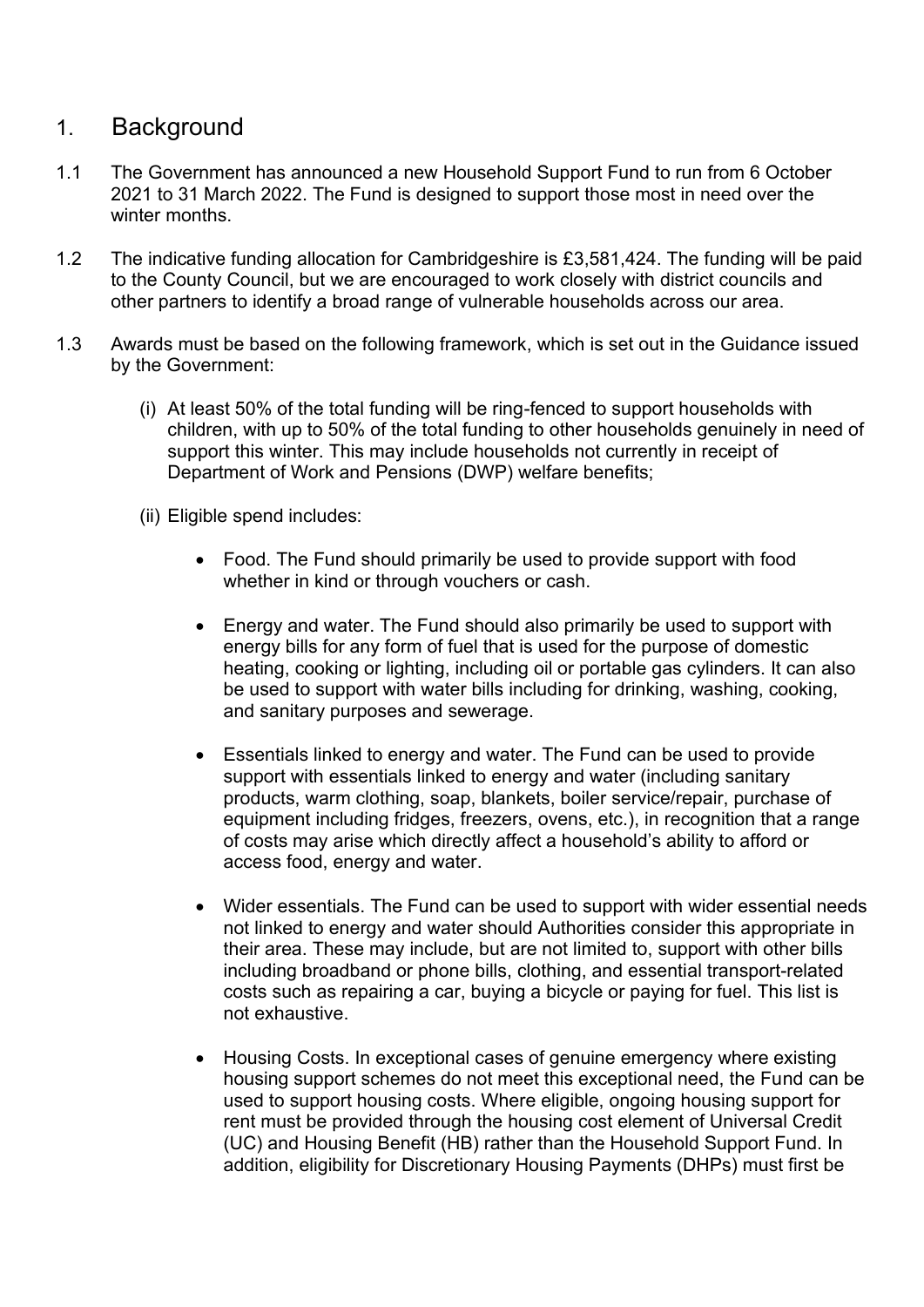## 1. Background

1.1 The Government has announced a new Household Support Fund to run from 6 October 2021 to 31 March 2022. The Fund is designed to support those most in need over the winter months.

1.2 The indicative funding allocation for Cambridgeshire is £3,581,424. The funding will be paid to the County Council, but we are encouraged to work closely with district councils and other partners to identify a broad range of vulnerable households across our area.

1.3 Awards must be based on the following framework, which is set out in the Guidance issued by the Government:

(i) At least 50% of the total funding will be ring-fenced to support households with children, with up to 50% of the total funding to other households genuinely in need of support this winter. This may include households not currently in receipt of Department of Work and Pensions (DWP) welfare benefits;

(ii) Eligible spend includes:

- Food. The Fund should primarily be used to provide support with food whether in kind or through vouchers or cash.

- Energy and water. The Fund should also primarily be used to support with energy bills for any form of fuel that is used for the purpose of domestic heating, cooking or lighting, including oil or portable gas cylinders. It can also be used to support with water bills including for drinking, washing, cooking, and sanitary purposes and sewerage.

- Essentials linked to energy and water. The Fund can be used to provide support with essentials linked to energy and water (including sanitary products, warm clothing, soap, blankets, boiler service/repair, purchase of equipment including fridges, freezers, ovens, etc.), in recognition that a range of costs may arise which directly affect a household's ability to afford or access food, energy and water.

- Wider essentials. The Fund can be used to support with wider essential needs not linked to energy and water should Authorities consider this appropriate in their area. These may include, but are not limited to, support with other bills including broadband or phone bills, clothing, and essential transport-related costs such as repairing a car, buying a bicycle or paying for fuel. This list is not exhaustive.

- Housing Costs. In exceptional cases of genuine emergency where existing housing support schemes do not meet this exceptional need, the Fund can be used to support housing costs. Where eligible, ongoing housing support for rent must be provided through the housing cost element of Universal Credit (UC) and Housing Benefit (HB) rather than the Household Support Fund. In addition, eligibility for Discretionary Housing Payments (DHPs) must first be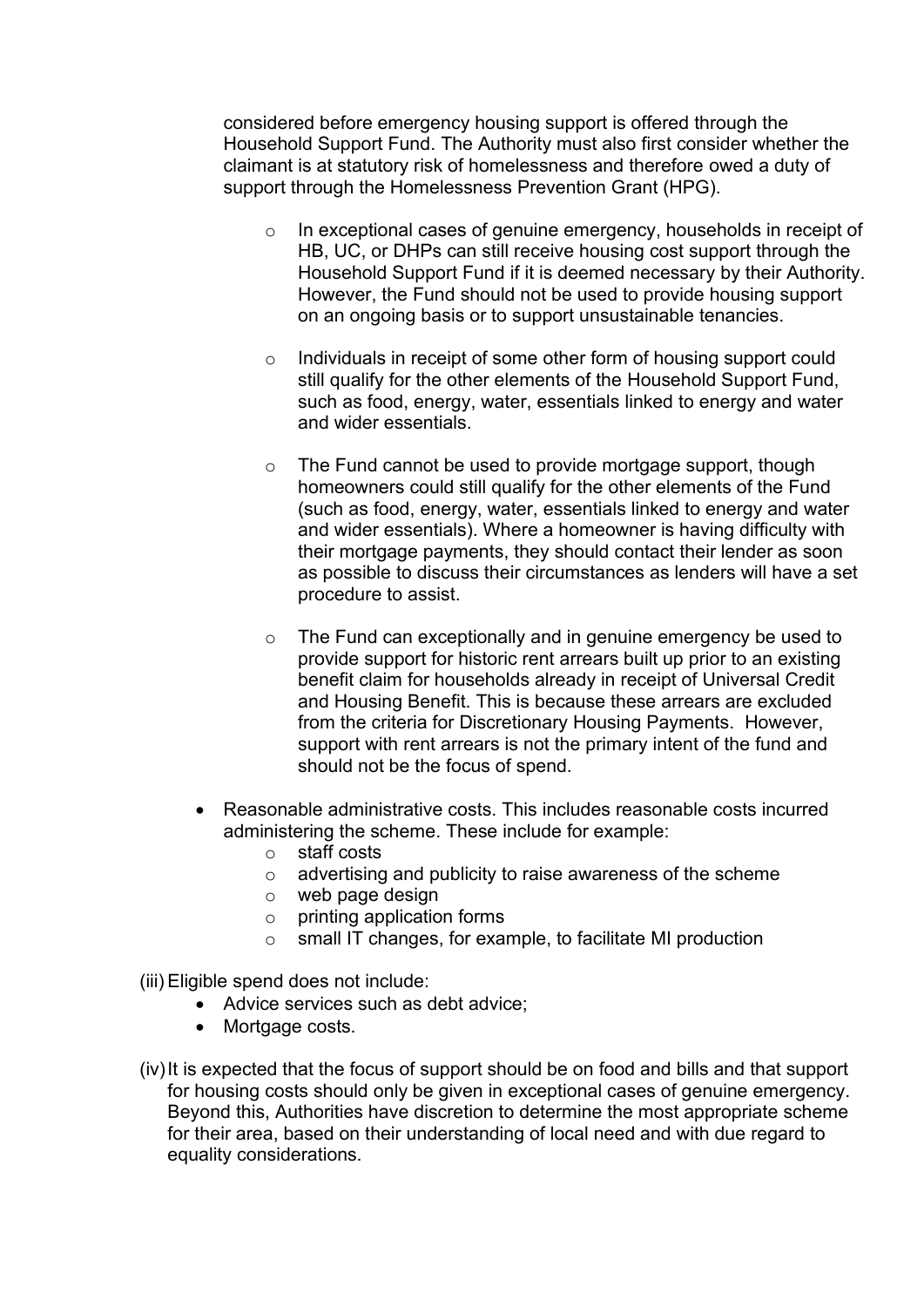considered before emergency housing support is offered through the Household Support Fund. The Authority must also first consider whether the claimant is at statutory risk of homelessness and therefore owed a duty of support through the Homelessness Prevention Grant (HPG).

  - In exceptional cases of genuine emergency, households in receipt of HB, UC, or DHPs can still receive housing cost support through the Household Support Fund if it is deemed necessary by their Authority. However, the Fund should not be used to provide housing support on an ongoing basis or to support unsustainable tenancies.
  - Individuals in receipt of some other form of housing support could still qualify for the other elements of the Household Support Fund, such as food, energy, water, essentials linked to energy and water and wider essentials.
  - The Fund cannot be used to provide mortgage support, though homeowners could still qualify for the other elements of the Fund (such as food, energy, water, essentials linked to energy and water and wider essentials). Where a homeowner is having difficulty with their mortgage payments, they should contact their lender as soon as possible to discuss their circumstances as lenders will have a set procedure to assist.
  - The Fund can exceptionally and in genuine emergency be used to provide support for historic rent arrears built up prior to an existing benefit claim for households already in receipt of Universal Credit and Housing Benefit. This is because these arrears are excluded from the criteria for Discretionary Housing Payments. However, support with rent arrears is not the primary intent of the fund and should not be the focus of spend.

- Reasonable administrative costs. This includes reasonable costs incurred administering the scheme. These include for example:
  - staff costs
  - advertising and publicity to raise awareness of the scheme
  - web page design
  - printing application forms
  - small IT changes, for example, to facilitate MI production

(iii) Eligible spend does not include:

- Advice services such as debt advice;
- Mortgage costs.

(iv) It is expected that the focus of support should be on food and bills and that support for housing costs should only be given in exceptional cases of genuine emergency. Beyond this, Authorities have discretion to determine the most appropriate scheme for their area, based on their understanding of local need and with due regard to equality considerations.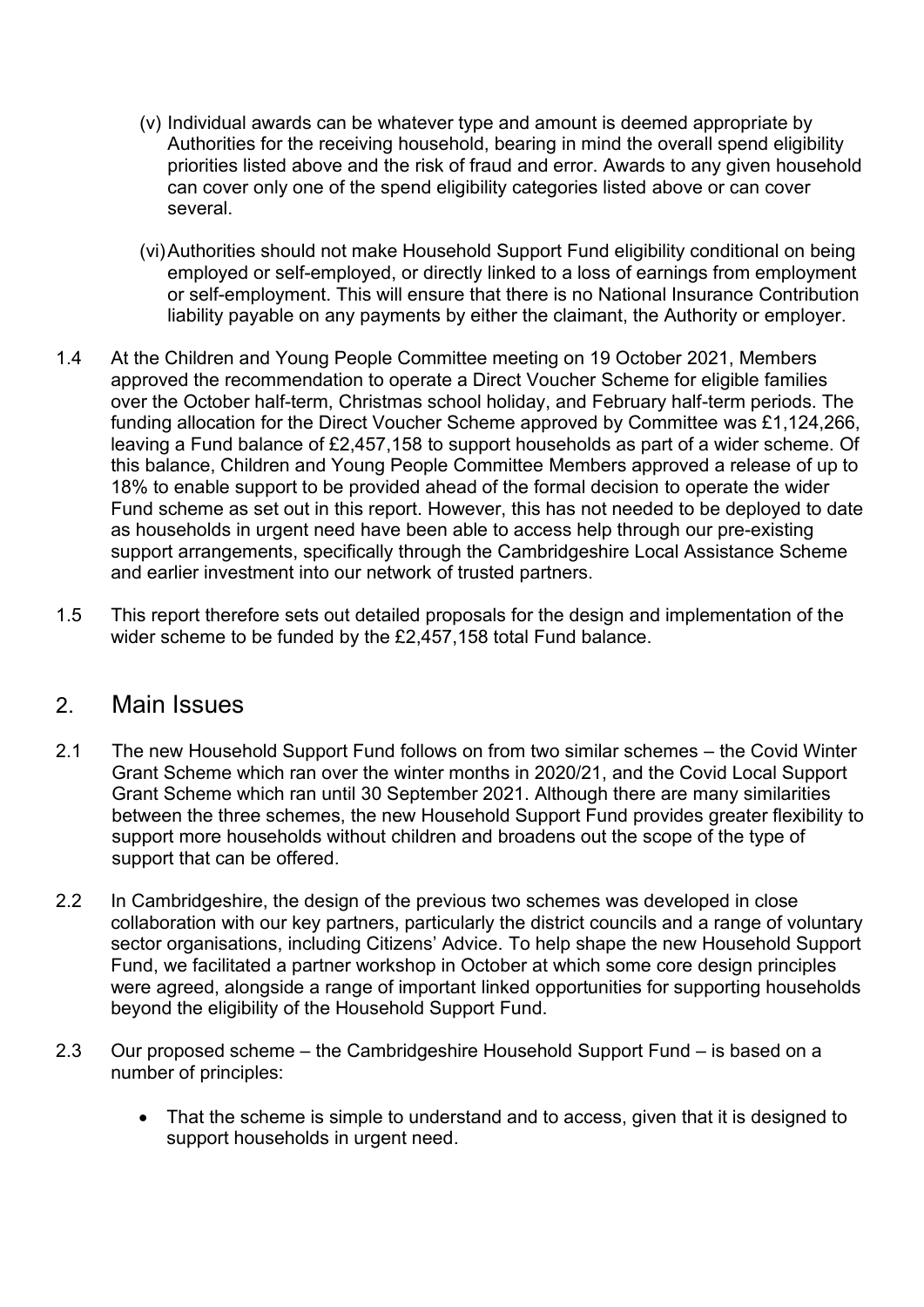(v) Individual awards can be whatever type and amount is deemed appropriate by Authorities for the receiving household, bearing in mind the overall spend eligibility priorities listed above and the risk of fraud and error. Awards to any given household can cover only one of the spend eligibility categories listed above or can cover several.

(vi) Authorities should not make Household Support Fund eligibility conditional on being employed or self-employed, or directly linked to a loss of earnings from employment or self-employment. This will ensure that there is no National Insurance Contribution liability payable on any payments by either the claimant, the Authority or employer.

1.4 At the Children and Young People Committee meeting on 19 October 2021, Members approved the recommendation to operate a Direct Voucher Scheme for eligible families over the October half-term, Christmas school holiday, and February half-term periods. The funding allocation for the Direct Voucher Scheme approved by Committee was £1,124,266, leaving a Fund balance of £2,457,158 to support households as part of a wider scheme. Of this balance, Children and Young People Committee Members approved a release of up to 18% to enable support to be provided ahead of the formal decision to operate the wider Fund scheme as set out in this report. However, this has not needed to be deployed to date as households in urgent need have been able to access help through our pre-existing support arrangements, specifically through the Cambridgeshire Local Assistance Scheme and earlier investment into our network of trusted partners.

1.5 This report therefore sets out detailed proposals for the design and implementation of the wider scheme to be funded by the £2,457,158 total Fund balance.

## 2. Main Issues

2.1 The new Household Support Fund follows on from two similar schemes – the Covid Winter Grant Scheme which ran over the winter months in 2020/21, and the Covid Local Support Grant Scheme which ran until 30 September 2021. Although there are many similarities between the three schemes, the new Household Support Fund provides greater flexibility to support more households without children and broadens out the scope of the type of support that can be offered.

2.2 In Cambridgeshire, the design of the previous two schemes was developed in close collaboration with our key partners, particularly the district councils and a range of voluntary sector organisations, including Citizens' Advice. To help shape the new Household Support Fund, we facilitated a partner workshop in October at which some core design principles were agreed, alongside a range of important linked opportunities for supporting households beyond the eligibility of the Household Support Fund.

2.3 Our proposed scheme – the Cambridgeshire Household Support Fund – is based on a number of principles:

- That the scheme is simple to understand and to access, given that it is designed to support households in urgent need.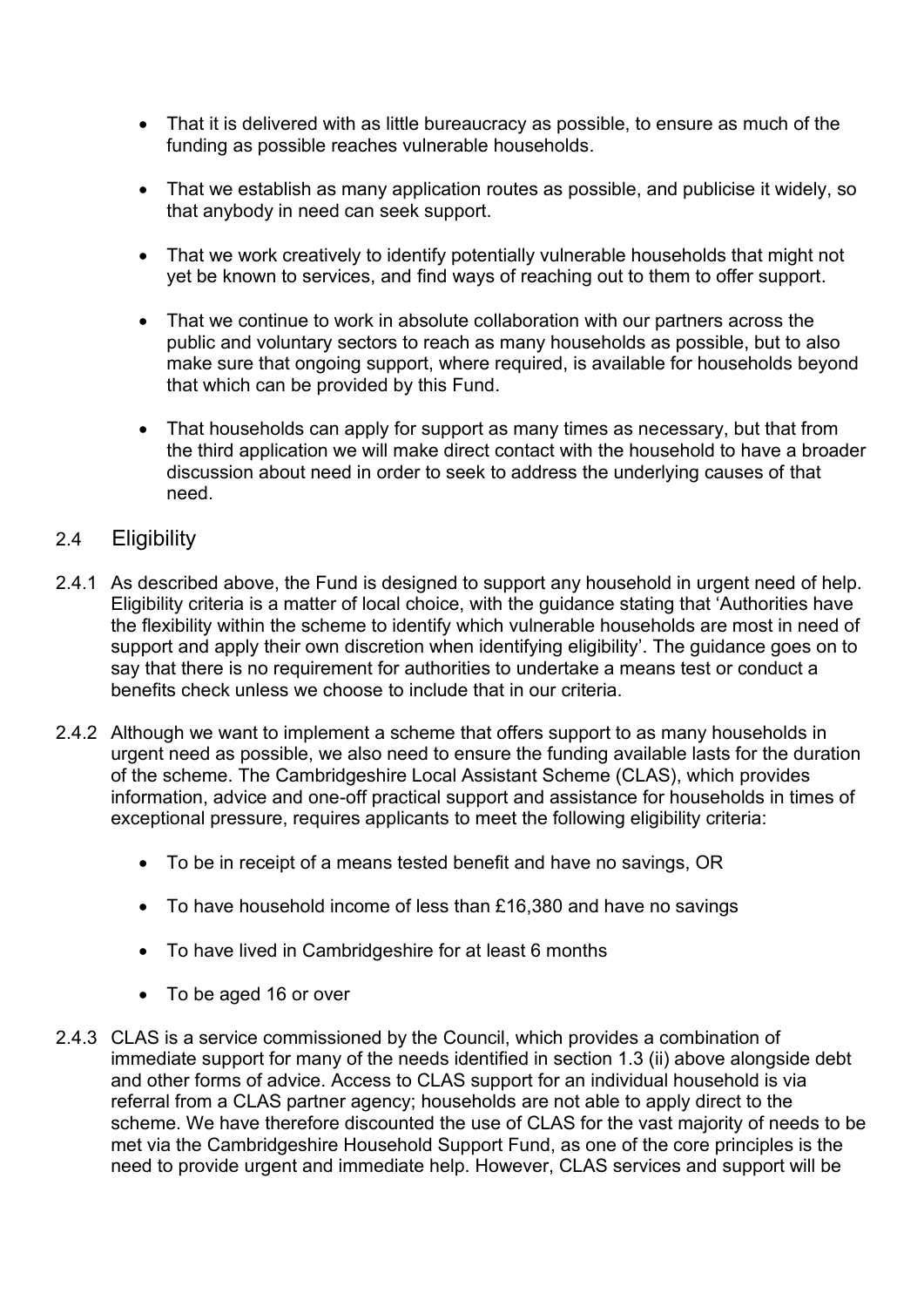- That it is delivered with as little bureaucracy as possible, to ensure as much of the funding as possible reaches vulnerable households.

- That we establish as many application routes as possible, and publicise it widely, so that anybody in need can seek support.

- That we work creatively to identify potentially vulnerable households that might not yet be known to services, and find ways of reaching out to them to offer support.

- That we continue to work in absolute collaboration with our partners across the public and voluntary sectors to reach as many households as possible, but to also make sure that ongoing support, where required, is available for households beyond that which can be provided by this Fund.

- That households can apply for support as many times as necessary, but that from the third application we will make direct contact with the household to have a broader discussion about need in order to seek to address the underlying causes of that need.

## 2.4 Eligibility

2.4.1 As described above, the Fund is designed to support any household in urgent need of help. Eligibility criteria is a matter of local choice, with the guidance stating that 'Authorities have the flexibility within the scheme to identify which vulnerable households are most in need of support and apply their own discretion when identifying eligibility'. The guidance goes on to say that there is no requirement for authorities to undertake a means test or conduct a benefits check unless we choose to include that in our criteria.

2.4.2 Although we want to implement a scheme that offers support to as many households in urgent need as possible, we also need to ensure the funding available lasts for the duration of the scheme. The Cambridgeshire Local Assistant Scheme (CLAS), which provides information, advice and one-off practical support and assistance for households in times of exceptional pressure, requires applicants to meet the following eligibility criteria:

- To be in receipt of a means tested benefit and have no savings, OR

- To have household income of less than £16,380 and have no savings

- To have lived in Cambridgeshire for at least 6 months

- To be aged 16 or over

2.4.3 CLAS is a service commissioned by the Council, which provides a combination of immediate support for many of the needs identified in section 1.3 (ii) above alongside debt and other forms of advice. Access to CLAS support for an individual household is via referral from a CLAS partner agency; households are not able to apply direct to the scheme. We have therefore discounted the use of CLAS for the vast majority of needs to be met via the Cambridgeshire Household Support Fund, as one of the core principles is the need to provide urgent and immediate help. However, CLAS services and support will be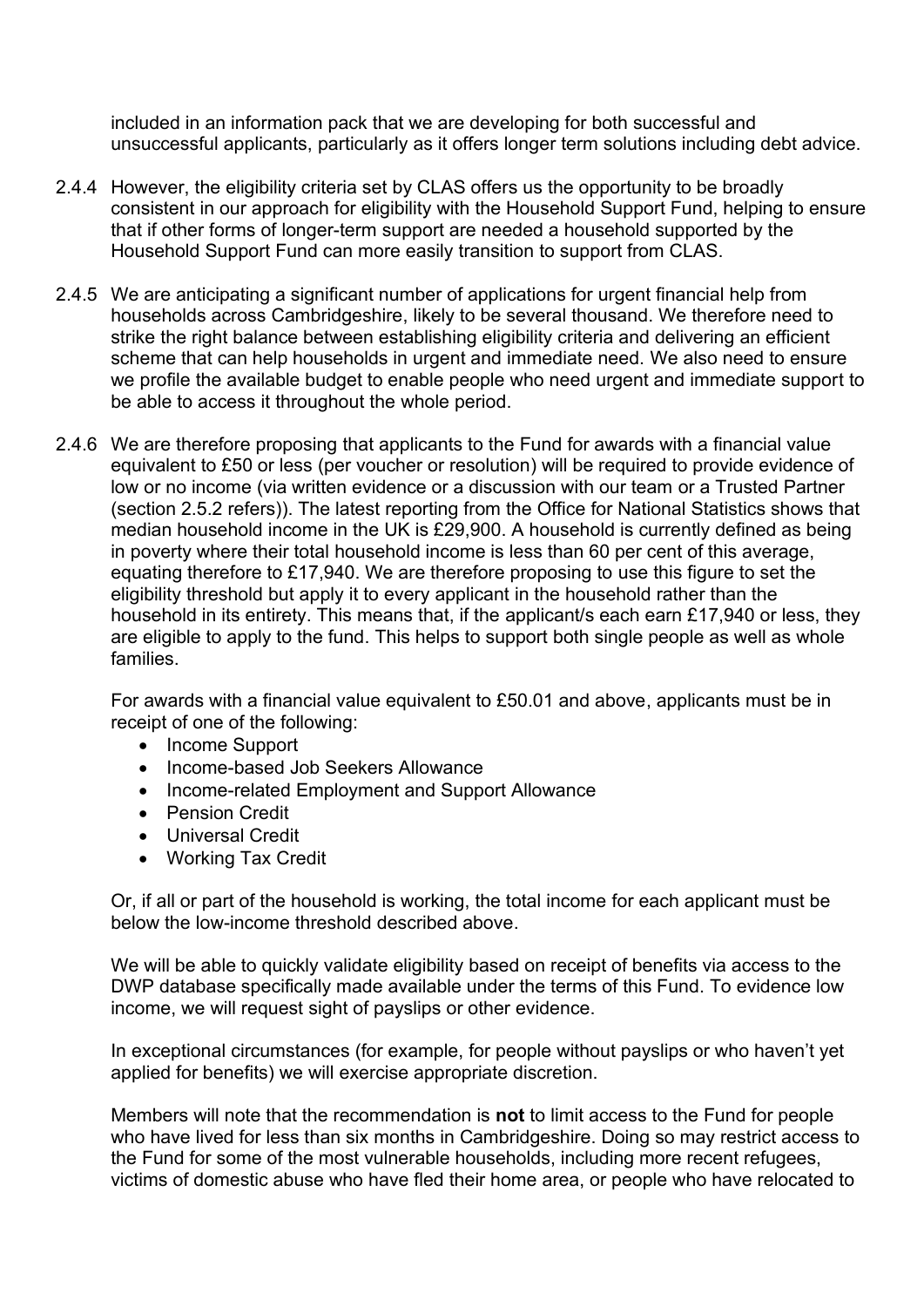included in an information pack that we are developing for both successful and unsuccessful applicants, particularly as it offers longer term solutions including debt advice.

2.4.4 However, the eligibility criteria set by CLAS offers us the opportunity to be broadly consistent in our approach for eligibility with the Household Support Fund, helping to ensure that if other forms of longer-term support are needed a household supported by the Household Support Fund can more easily transition to support from CLAS.

2.4.5 We are anticipating a significant number of applications for urgent financial help from households across Cambridgeshire, likely to be several thousand. We therefore need to strike the right balance between establishing eligibility criteria and delivering an efficient scheme that can help households in urgent and immediate need. We also need to ensure we profile the available budget to enable people who need urgent and immediate support to be able to access it throughout the whole period.

2.4.6 We are therefore proposing that applicants to the Fund for awards with a financial value equivalent to £50 or less (per voucher or resolution) will be required to provide evidence of low or no income (via written evidence or a discussion with our team or a Trusted Partner (section 2.5.2 refers)). The latest reporting from the Office for National Statistics shows that median household income in the UK is £29,900. A household is currently defined as being in poverty where their total household income is less than 60 per cent of this average, equating therefore to £17,940. We are therefore proposing to use this figure to set the eligibility threshold but apply it to every applicant in the household rather than the household in its entirety. This means that, if the applicant/s each earn £17,940 or less, they are eligible to apply to the fund. This helps to support both single people as well as whole families.

For awards with a financial value equivalent to £50.01 and above, applicants must be in receipt of one of the following:

- Income Support
- Income-based Job Seekers Allowance
- Income-related Employment and Support Allowance
- Pension Credit
- Universal Credit
- Working Tax Credit

Or, if all or part of the household is working, the total income for each applicant must be below the low-income threshold described above.

We will be able to quickly validate eligibility based on receipt of benefits via access to the DWP database specifically made available under the terms of this Fund. To evidence low income, we will request sight of payslips or other evidence.

In exceptional circumstances (for example, for people without payslips or who haven't yet applied for benefits) we will exercise appropriate discretion.

Members will note that the recommendation is **not** to limit access to the Fund for people who have lived for less than six months in Cambridgeshire. Doing so may restrict access to the Fund for some of the most vulnerable households, including more recent refugees, victims of domestic abuse who have fled their home area, or people who have relocated to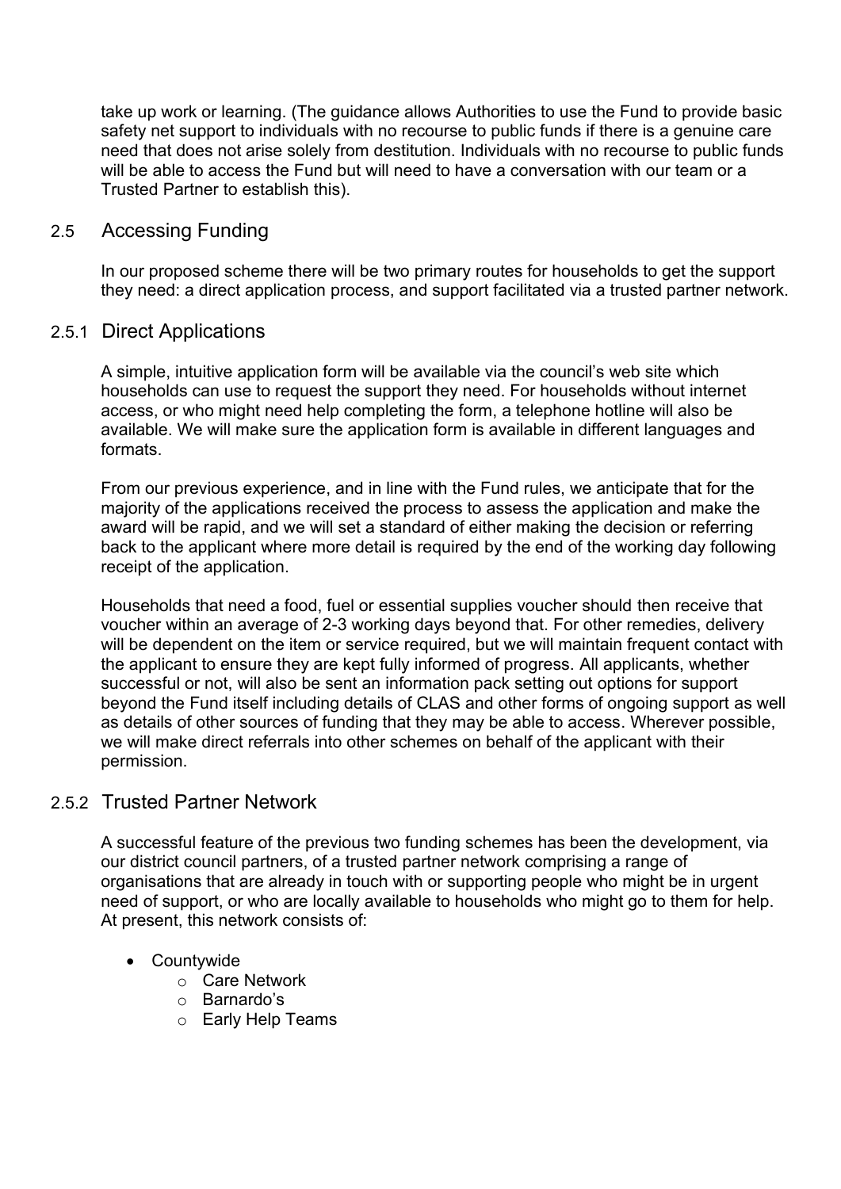take up work or learning. (The guidance allows Authorities to use the Fund to provide basic safety net support to individuals with no recourse to public funds if there is a genuine care need that does not arise solely from destitution. Individuals with no recourse to public funds will be able to access the Fund but will need to have a conversation with our team or a Trusted Partner to establish this).

## 2.5 Accessing Funding

In our proposed scheme there will be two primary routes for households to get the support they need: a direct application process, and support facilitated via a trusted partner network.

### 2.5.1 Direct Applications

A simple, intuitive application form will be available via the council's web site which households can use to request the support they need. For households without internet access, or who might need help completing the form, a telephone hotline will also be available. We will make sure the application form is available in different languages and formats.

From our previous experience, and in line with the Fund rules, we anticipate that for the majority of the applications received the process to assess the application and make the award will be rapid, and we will set a standard of either making the decision or referring back to the applicant where more detail is required by the end of the working day following receipt of the application.

Households that need a food, fuel or essential supplies voucher should then receive that voucher within an average of 2-3 working days beyond that. For other remedies, delivery will be dependent on the item or service required, but we will maintain frequent contact with the applicant to ensure they are kept fully informed of progress. All applicants, whether successful or not, will also be sent an information pack setting out options for support beyond the Fund itself including details of CLAS and other forms of ongoing support as well as details of other sources of funding that they may be able to access. Wherever possible, we will make direct referrals into other schemes on behalf of the applicant with their permission.

### 2.5.2 Trusted Partner Network

A successful feature of the previous two funding schemes has been the development, via our district council partners, of a trusted partner network comprising a range of organisations that are already in touch with or supporting people who might be in urgent need of support, or who are locally available to households who might go to them for help. At present, this network consists of:

- Countywide
    - Care Network
    - Barnardo's
    - Early Help Teams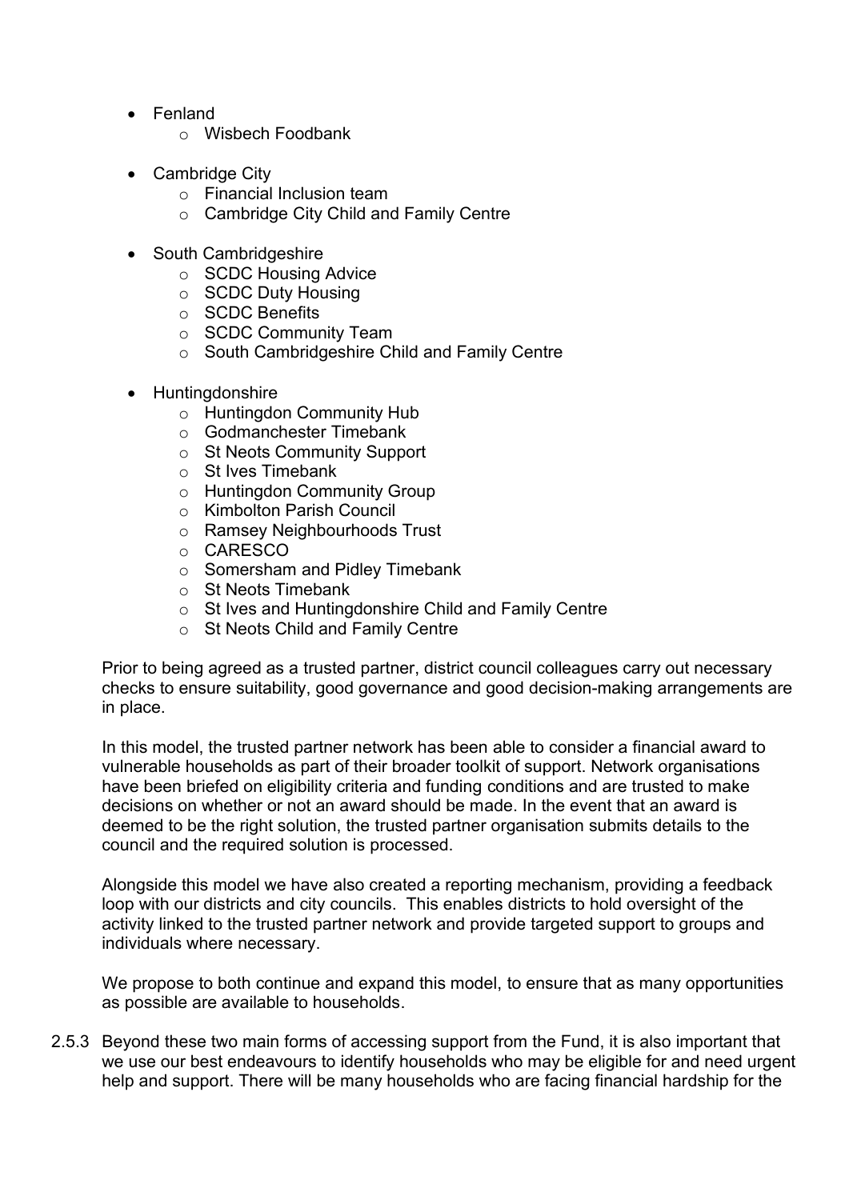- Fenland
  - Wisbech Foodbank

- Cambridge City
  - Financial Inclusion team
  - Cambridge City Child and Family Centre

- South Cambridgeshire
  - SCDC Housing Advice
  - SCDC Duty Housing
  - SCDC Benefits
  - SCDC Community Team
  - South Cambridgeshire Child and Family Centre

- Huntingdonshire
  - Huntingdon Community Hub
  - Godmanchester Timebank
  - St Neots Community Support
  - St Ives Timebank
  - Huntingdon Community Group
  - Kimbolton Parish Council
  - Ramsey Neighbourhoods Trust
  - CARESCO
  - Somersham and Pidley Timebank
  - St Neots Timebank
  - St Ives and Huntingdonshire Child and Family Centre
  - St Neots Child and Family Centre

Prior to being agreed as a trusted partner, district council colleagues carry out necessary checks to ensure suitability, good governance and good decision-making arrangements are in place.

In this model, the trusted partner network has been able to consider a financial award to vulnerable households as part of their broader toolkit of support. Network organisations have been briefed on eligibility criteria and funding conditions and are trusted to make decisions on whether or not an award should be made. In the event that an award is deemed to be the right solution, the trusted partner organisation submits details to the council and the required solution is processed.

Alongside this model we have also created a reporting mechanism, providing a feedback loop with our districts and city councils. This enables districts to hold oversight of the activity linked to the trusted partner network and provide targeted support to groups and individuals where necessary.

We propose to both continue and expand this model, to ensure that as many opportunities as possible are available to households.

2.5.3 Beyond these two main forms of accessing support from the Fund, it is also important that we use our best endeavours to identify households who may be eligible for and need urgent help and support. There will be many households who are facing financial hardship for the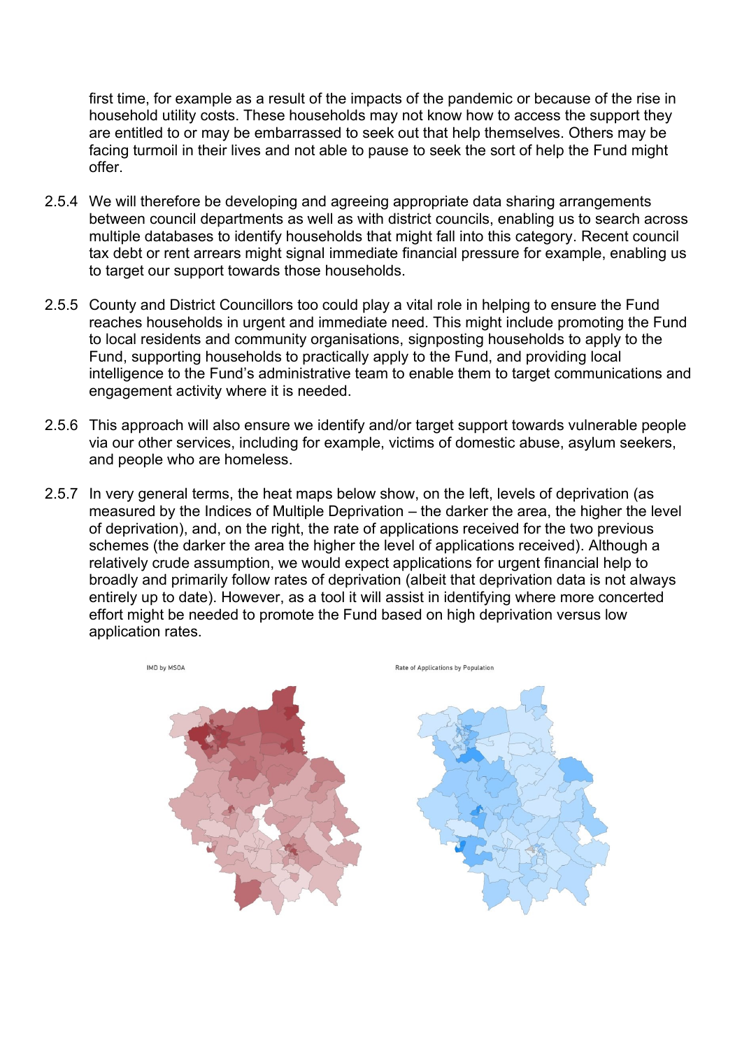first time, for example as a result of the impacts of the pandemic or because of the rise in household utility costs. These households may not know how to access the support they are entitled to or may be embarrassed to seek out that help themselves. Others may be facing turmoil in their lives and not able to pause to seek the sort of help the Fund might offer.

2.5.4 We will therefore be developing and agreeing appropriate data sharing arrangements between council departments as well as with district councils, enabling us to search across multiple databases to identify households that might fall into this category. Recent council tax debt or rent arrears might signal immediate financial pressure for example, enabling us to target our support towards those households.

2.5.5 County and District Councillors too could play a vital role in helping to ensure the Fund reaches households in urgent and immediate need. This might include promoting the Fund to local residents and community organisations, signposting households to apply to the Fund, supporting households to practically apply to the Fund, and providing local intelligence to the Fund's administrative team to enable them to target communications and engagement activity where it is needed.

2.5.6 This approach will also ensure we identify and/or target support towards vulnerable people via our other services, including for example, victims of domestic abuse, asylum seekers, and people who are homeless.

2.5.7 In very general terms, the heat maps below show, on the left, levels of deprivation (as measured by the Indices of Multiple Deprivation – the darker the area, the higher the level of deprivation), and, on the right, the rate of applications received for the two previous schemes (the darker the area the higher the level of applications received). Although a relatively crude assumption, we would expect applications for urgent financial help to broadly and primarily follow rates of deprivation (albeit that deprivation data is not always entirely up to date). However, as a tool it will assist in identifying where more concerted effort might be needed to promote the Fund based on high deprivation versus low application rates.

IMD by MSOA

Rate of Applications by Population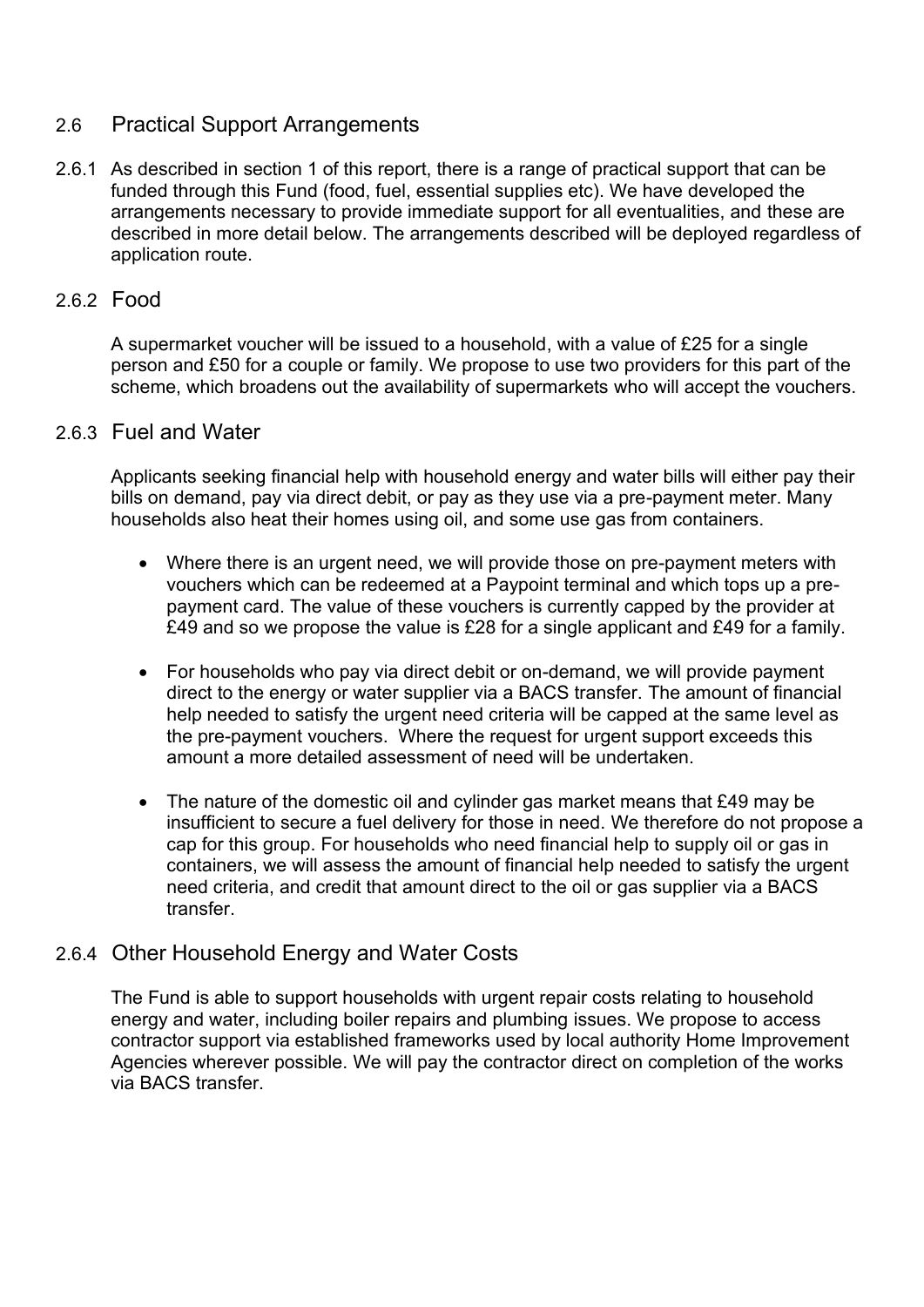## 2.6 Practical Support Arrangements

2.6.1 As described in section 1 of this report, there is a range of practical support that can be funded through this Fund (food, fuel, essential supplies etc). We have developed the arrangements necessary to provide immediate support for all eventualities, and these are described in more detail below. The arrangements described will be deployed regardless of application route.

### 2.6.2 Food

A supermarket voucher will be issued to a household, with a value of £25 for a single person and £50 for a couple or family. We propose to use two providers for this part of the scheme, which broadens out the availability of supermarkets who will accept the vouchers.

### 2.6.3 Fuel and Water

Applicants seeking financial help with household energy and water bills will either pay their bills on demand, pay via direct debit, or pay as they use via a pre-payment meter. Many households also heat their homes using oil, and some use gas from containers.

- Where there is an urgent need, we will provide those on pre-payment meters with vouchers which can be redeemed at a Paypoint terminal and which tops up a pre-payment card. The value of these vouchers is currently capped by the provider at £49 and so we propose the value is £28 for a single applicant and £49 for a family.
- For households who pay via direct debit or on-demand, we will provide payment direct to the energy or water supplier via a BACS transfer. The amount of financial help needed to satisfy the urgent need criteria will be capped at the same level as the pre-payment vouchers. Where the request for urgent support exceeds this amount a more detailed assessment of need will be undertaken.
- The nature of the domestic oil and cylinder gas market means that £49 may be insufficient to secure a fuel delivery for those in need. We therefore do not propose a cap for this group. For households who need financial help to supply oil or gas in containers, we will assess the amount of financial help needed to satisfy the urgent need criteria, and credit that amount direct to the oil or gas supplier via a BACS transfer.

### 2.6.4 Other Household Energy and Water Costs

The Fund is able to support households with urgent repair costs relating to household energy and water, including boiler repairs and plumbing issues. We propose to access contractor support via established frameworks used by local authority Home Improvement Agencies wherever possible. We will pay the contractor direct on completion of the works via BACS transfer.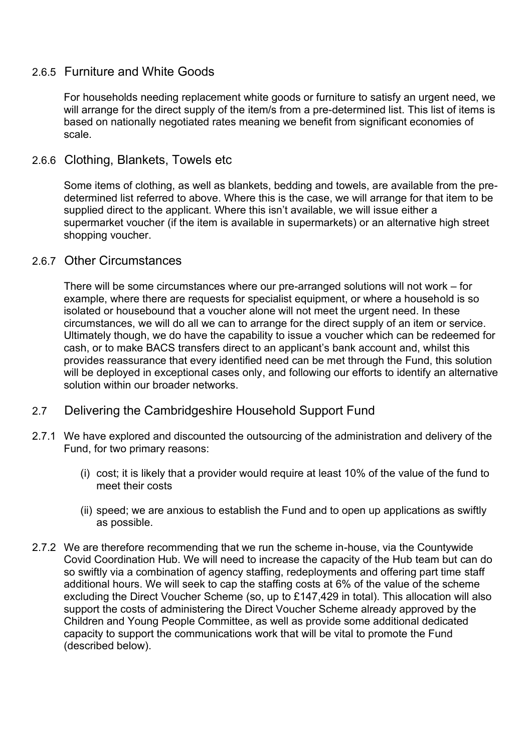### 2.6.5 Furniture and White Goods

For households needing replacement white goods or furniture to satisfy an urgent need, we will arrange for the direct supply of the item/s from a pre-determined list. This list of items is based on nationally negotiated rates meaning we benefit from significant economies of scale.

### 2.6.6 Clothing, Blankets, Towels etc

Some items of clothing, as well as blankets, bedding and towels, are available from the pre-determined list referred to above. Where this is the case, we will arrange for that item to be supplied direct to the applicant. Where this isn't available, we will issue either a supermarket voucher (if the item is available in supermarkets) or an alternative high street shopping voucher.

### 2.6.7 Other Circumstances

There will be some circumstances where our pre-arranged solutions will not work – for example, where there are requests for specialist equipment, or where a household is so isolated or housebound that a voucher alone will not meet the urgent need. In these circumstances, we will do all we can to arrange for the direct supply of an item or service. Ultimately though, we do have the capability to issue a voucher which can be redeemed for cash, or to make BACS transfers direct to an applicant's bank account and, whilst this provides reassurance that every identified need can be met through the Fund, this solution will be deployed in exceptional cases only, and following our efforts to identify an alternative solution within our broader networks.

## 2.7 Delivering the Cambridgeshire Household Support Fund

2.7.1 We have explored and discounted the outsourcing of the administration and delivery of the Fund, for two primary reasons:

(i) cost; it is likely that a provider would require at least 10% of the value of the fund to meet their costs

(ii) speed; we are anxious to establish the Fund and to open up applications as swiftly as possible.

2.7.2 We are therefore recommending that we run the scheme in-house, via the Countywide Covid Coordination Hub. We will need to increase the capacity of the Hub team but can do so swiftly via a combination of agency staffing, redeployments and offering part time staff additional hours. We will seek to cap the staffing costs at 6% of the value of the scheme excluding the Direct Voucher Scheme (so, up to £147,429 in total). This allocation will also support the costs of administering the Direct Voucher Scheme already approved by the Children and Young People Committee, as well as provide some additional dedicated capacity to support the communications work that will be vital to promote the Fund (described below).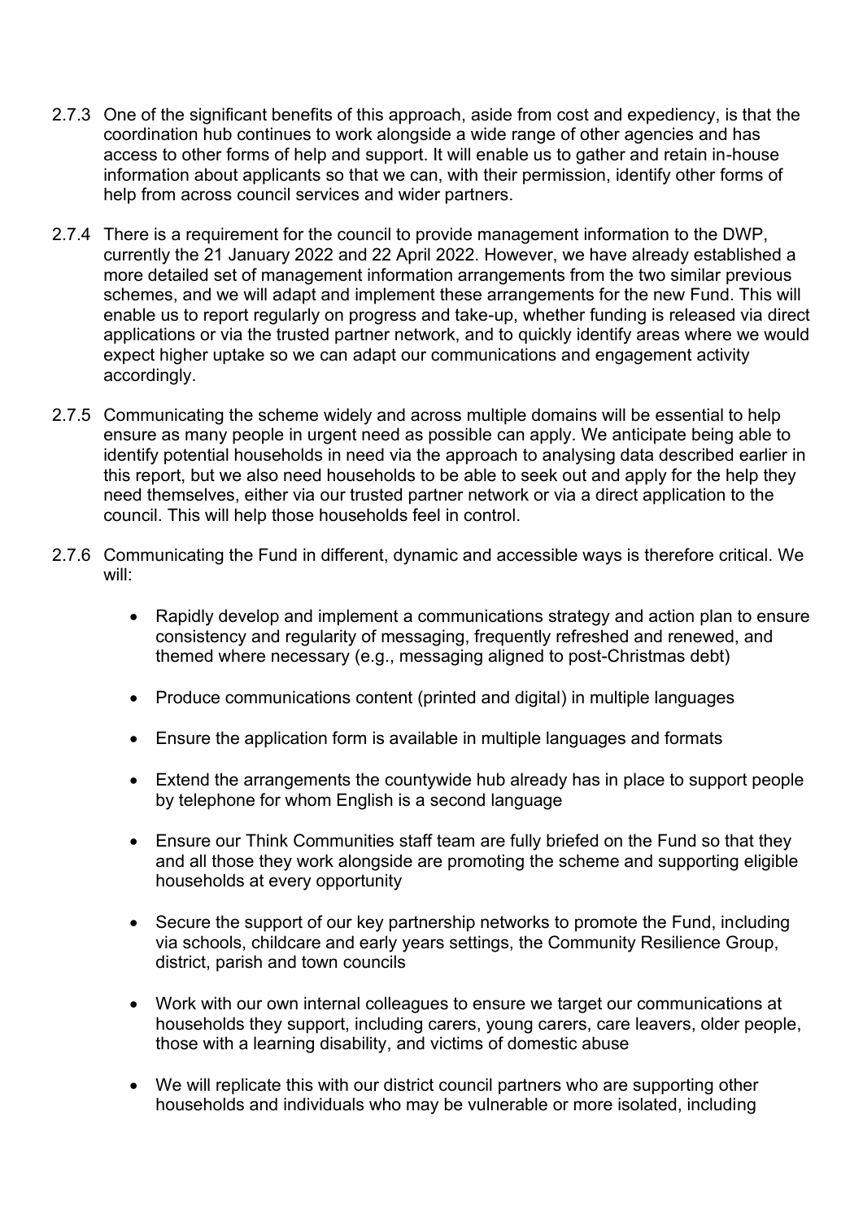2.7.3 One of the significant benefits of this approach, aside from cost and expediency, is that the coordination hub continues to work alongside a wide range of other agencies and has access to other forms of help and support. It will enable us to gather and retain in-house information about applicants so that we can, with their permission, identify other forms of help from across council services and wider partners.

2.7.4 There is a requirement for the council to provide management information to the DWP, currently the 21 January 2022 and 22 April 2022. However, we have already established a more detailed set of management information arrangements from the two similar previous schemes, and we will adapt and implement these arrangements for the new Fund. This will enable us to report regularly on progress and take-up, whether funding is released via direct applications or via the trusted partner network, and to quickly identify areas where we would expect higher uptake so we can adapt our communications and engagement activity accordingly.

2.7.5 Communicating the scheme widely and across multiple domains will be essential to help ensure as many people in urgent need as possible can apply. We anticipate being able to identify potential households in need via the approach to analysing data described earlier in this report, but we also need households to be able to seek out and apply for the help they need themselves, either via our trusted partner network or via a direct application to the council. This will help those households feel in control.

2.7.6 Communicating the Fund in different, dynamic and accessible ways is therefore critical. We will:

- Rapidly develop and implement a communications strategy and action plan to ensure consistency and regularity of messaging, frequently refreshed and renewed, and themed where necessary (e.g., messaging aligned to post-Christmas debt)
- Produce communications content (printed and digital) in multiple languages
- Ensure the application form is available in multiple languages and formats
- Extend the arrangements the countywide hub already has in place to support people by telephone for whom English is a second language
- Ensure our Think Communities staff team are fully briefed on the Fund so that they and all those they work alongside are promoting the scheme and supporting eligible households at every opportunity
- Secure the support of our key partnership networks to promote the Fund, including via schools, childcare and early years settings, the Community Resilience Group, district, parish and town councils
- Work with our own internal colleagues to ensure we target our communications at households they support, including carers, young carers, care leavers, older people, those with a learning disability, and victims of domestic abuse
- We will replicate this with our district council partners who are supporting other households and individuals who may be vulnerable or more isolated, including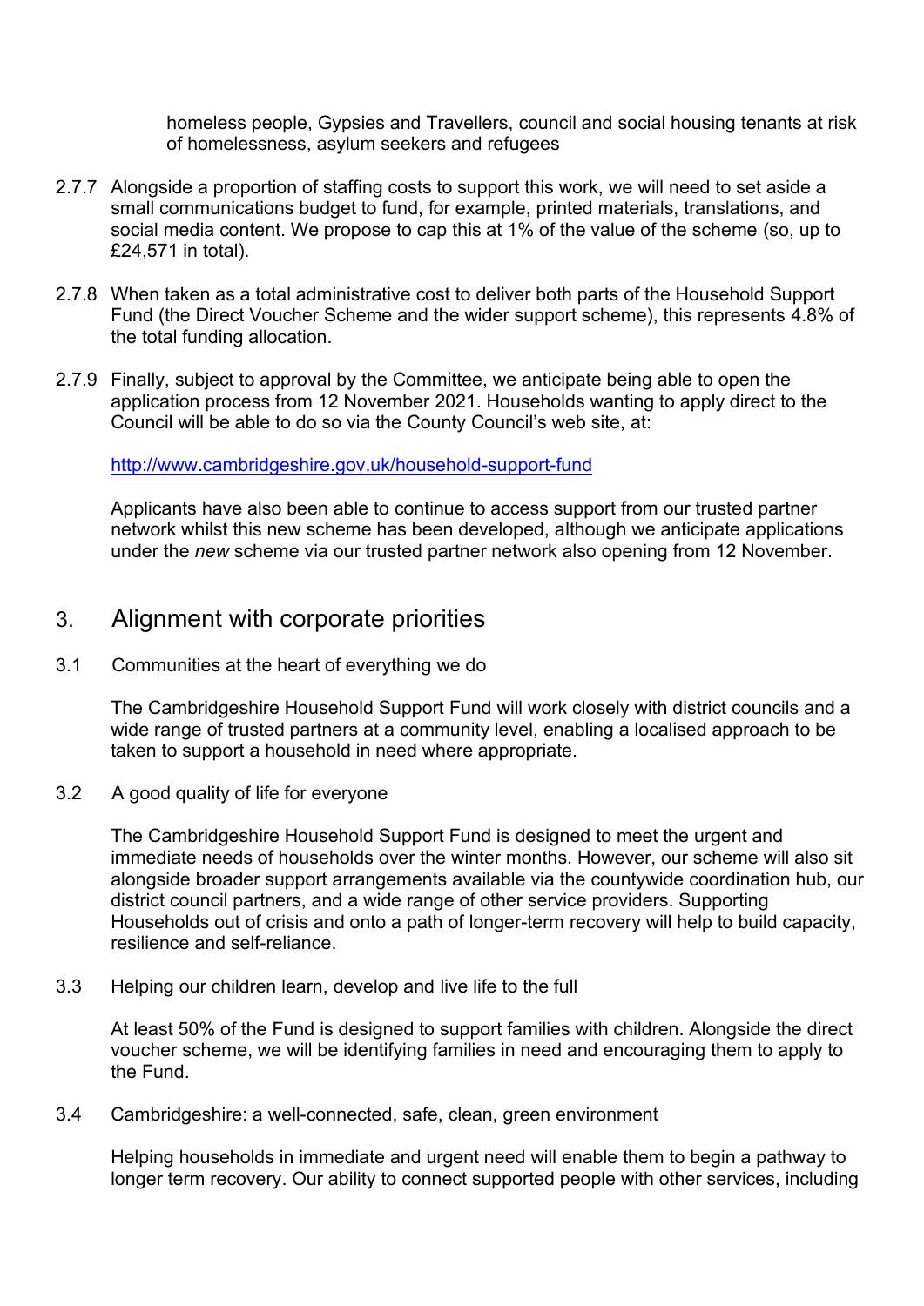homeless people, Gypsies and Travellers, council and social housing tenants at risk of homelessness, asylum seekers and refugees

2.7.7 Alongside a proportion of staffing costs to support this work, we will need to set aside a small communications budget to fund, for example, printed materials, translations, and social media content. We propose to cap this at 1% of the value of the scheme (so, up to £24,571 in total).

2.7.8 When taken as a total administrative cost to deliver both parts of the Household Support Fund (the Direct Voucher Scheme and the wider support scheme), this represents 4.8% of the total funding allocation.

2.7.9 Finally, subject to approval by the Committee, we anticipate being able to open the application process from 12 November 2021. Households wanting to apply direct to the Council will be able to do so via the County Council's web site, at:

[http://www.cambridgeshire.gov.uk/household-support-fund](http://www.cambridgeshire.gov.uk/household-support-fund)

Applicants have also been able to continue to access support from our trusted partner network whilst this new scheme has been developed, although we anticipate applications under the *new* scheme via our trusted partner network also opening from 12 November.

## 3. Alignment with corporate priorities

3.1 Communities at the heart of everything we do

The Cambridgeshire Household Support Fund will work closely with district councils and a wide range of trusted partners at a community level, enabling a localised approach to be taken to support a household in need where appropriate.

3.2 A good quality of life for everyone

The Cambridgeshire Household Support Fund is designed to meet the urgent and immediate needs of households over the winter months. However, our scheme will also sit alongside broader support arrangements available via the countywide coordination hub, our district council partners, and a wide range of other service providers. Supporting Households out of crisis and onto a path of longer-term recovery will help to build capacity, resilience and self-reliance.

3.3 Helping our children learn, develop and live life to the full

At least 50% of the Fund is designed to support families with children. Alongside the direct voucher scheme, we will be identifying families in need and encouraging them to apply to the Fund.

3.4 Cambridgeshire: a well-connected, safe, clean, green environment

Helping households in immediate and urgent need will enable them to begin a pathway to longer term recovery. Our ability to connect supported people with other services, including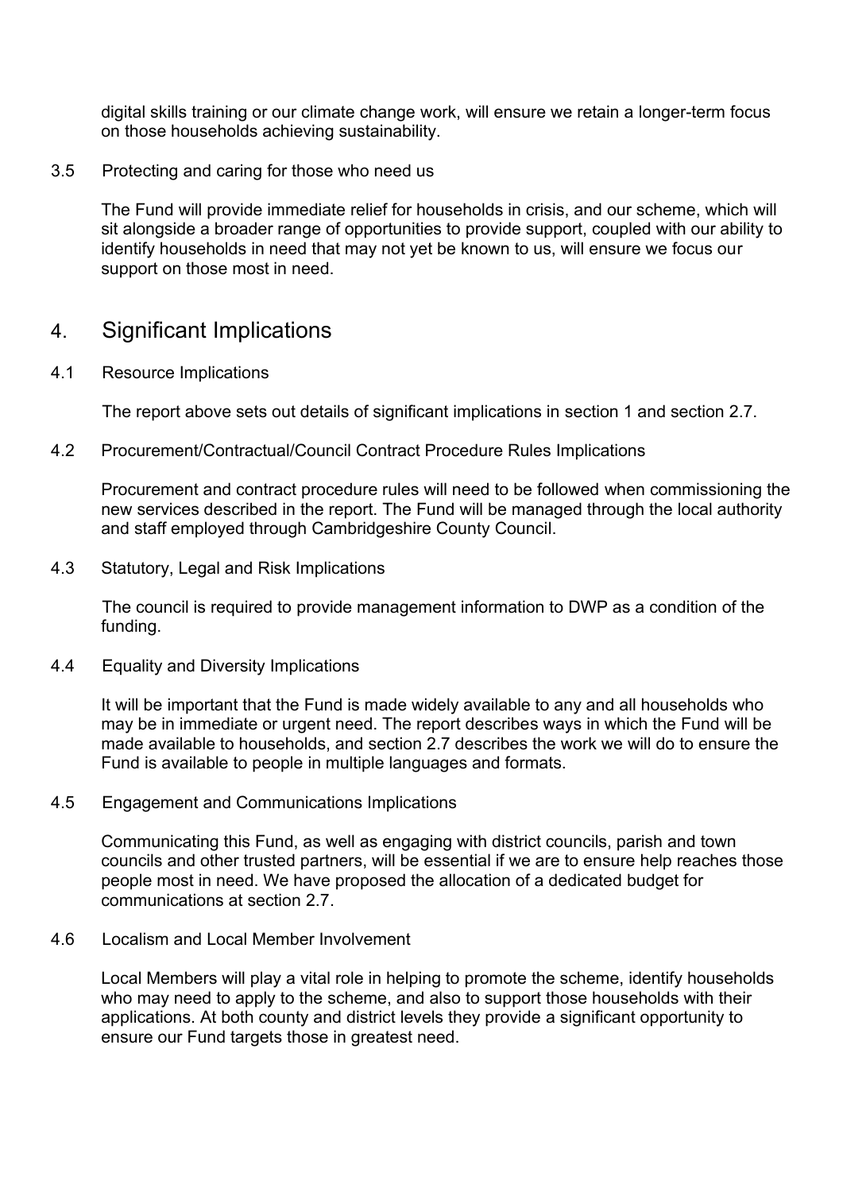digital skills training or our climate change work, will ensure we retain a longer-term focus on those households achieving sustainability.

3.5 Protecting and caring for those who need us

The Fund will provide immediate relief for households in crisis, and our scheme, which will sit alongside a broader range of opportunities to provide support, coupled with our ability to identify households in need that may not yet be known to us, will ensure we focus our support on those most in need.

## 4. Significant Implications

4.1 Resource Implications

The report above sets out details of significant implications in section 1 and section 2.7.

4.2 Procurement/Contractual/Council Contract Procedure Rules Implications

Procurement and contract procedure rules will need to be followed when commissioning the new services described in the report. The Fund will be managed through the local authority and staff employed through Cambridgeshire County Council.

4.3 Statutory, Legal and Risk Implications

The council is required to provide management information to DWP as a condition of the funding.

4.4 Equality and Diversity Implications

It will be important that the Fund is made widely available to any and all households who may be in immediate or urgent need. The report describes ways in which the Fund will be made available to households, and section 2.7 describes the work we will do to ensure the Fund is available to people in multiple languages and formats.

4.5 Engagement and Communications Implications

Communicating this Fund, as well as engaging with district councils, parish and town councils and other trusted partners, will be essential if we are to ensure help reaches those people most in need. We have proposed the allocation of a dedicated budget for communications at section 2.7.

4.6 Localism and Local Member Involvement

Local Members will play a vital role in helping to promote the scheme, identify households who may need to apply to the scheme, and also to support those households with their applications. At both county and district levels they provide a significant opportunity to ensure our Fund targets those in greatest need.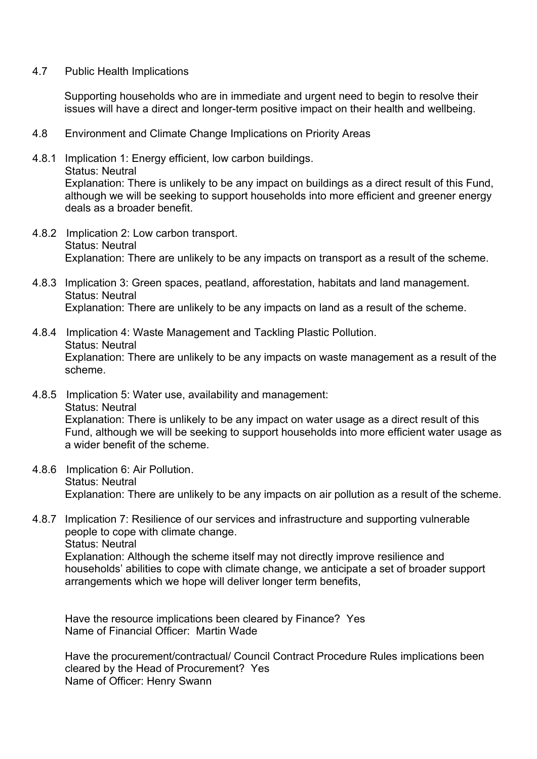4.7 Public Health Implications

Supporting households who are in immediate and urgent need to begin to resolve their issues will have a direct and longer-term positive impact on their health and wellbeing.

4.8 Environment and Climate Change Implications on Priority Areas

4.8.1 Implication 1: Energy efficient, low carbon buildings.
Status: Neutral
Explanation: There is unlikely to be any impact on buildings as a direct result of this Fund, although we will be seeking to support households into more efficient and greener energy deals as a broader benefit.

4.8.2 Implication 2: Low carbon transport.
Status: Neutral
Explanation: There are unlikely to be any impacts on transport as a result of the scheme.

4.8.3 Implication 3: Green spaces, peatland, afforestation, habitats and land management.
Status: Neutral
Explanation: There are unlikely to be any impacts on land as a result of the scheme.

4.8.4 Implication 4: Waste Management and Tackling Plastic Pollution.
Status: Neutral
Explanation: There are unlikely to be any impacts on waste management as a result of the scheme.

4.8.5 Implication 5: Water use, availability and management:
Status: Neutral
Explanation: There is unlikely to be any impact on water usage as a direct result of this Fund, although we will be seeking to support households into more efficient water usage as a wider benefit of the scheme.

4.8.6 Implication 6: Air Pollution.
Status: Neutral
Explanation: There are unlikely to be any impacts on air pollution as a result of the scheme.

4.8.7 Implication 7: Resilience of our services and infrastructure and supporting vulnerable people to cope with climate change.
Status: Neutral
Explanation: Although the scheme itself may not directly improve resilience and households' abilities to cope with climate change, we anticipate a set of broader support arrangements which we hope will deliver longer term benefits,

Have the resource implications been cleared by Finance? Yes
Name of Financial Officer: Martin Wade

Have the procurement/contractual/ Council Contract Procedure Rules implications been cleared by the Head of Procurement? Yes
Name of Officer: Henry Swann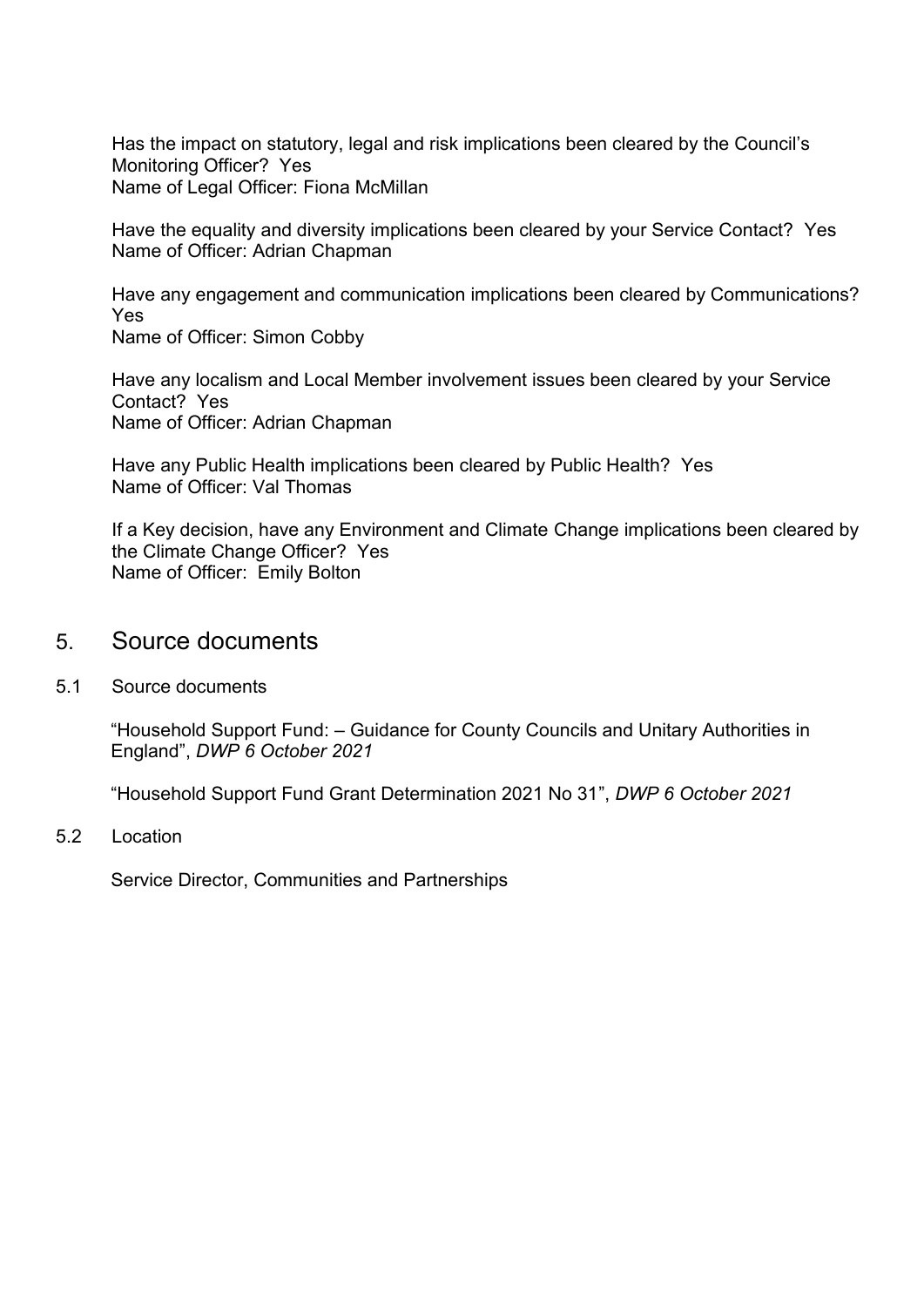Has the impact on statutory, legal and risk implications been cleared by the Council's Monitoring Officer? Yes
Name of Legal Officer: Fiona McMillan

Have the equality and diversity implications been cleared by your Service Contact? Yes
Name of Officer: Adrian Chapman

Have any engagement and communication implications been cleared by Communications? Yes
Name of Officer: Simon Cobby

Have any localism and Local Member involvement issues been cleared by your Service Contact? Yes
Name of Officer: Adrian Chapman

Have any Public Health implications been cleared by Public Health? Yes
Name of Officer: Val Thomas

If a Key decision, have any Environment and Climate Change implications been cleared by the Climate Change Officer? Yes
Name of Officer: Emily Bolton

## 5. Source documents

5.1 Source documents

"Household Support Fund: – Guidance for County Councils and Unitary Authorities in England", *DWP 6 October 2021*

"Household Support Fund Grant Determination 2021 No 31", *DWP 6 October 2021*

5.2 Location

Service Director, Communities and Partnerships